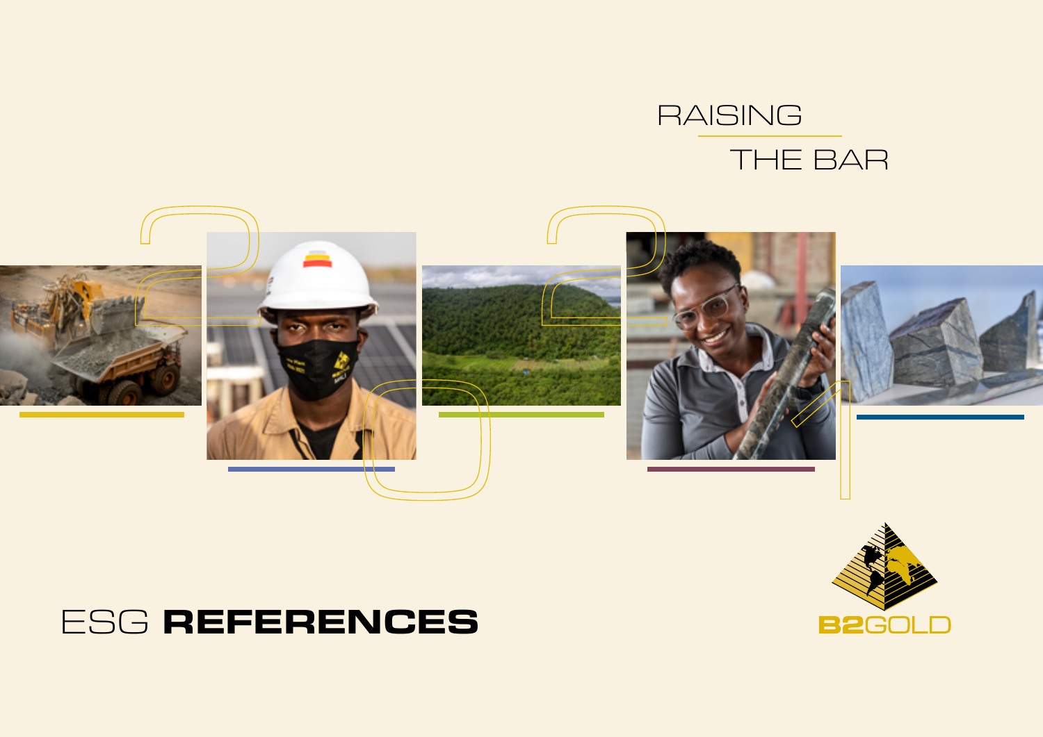RAISING THE BAR

# ESG **REFERENCES**

B2GOLD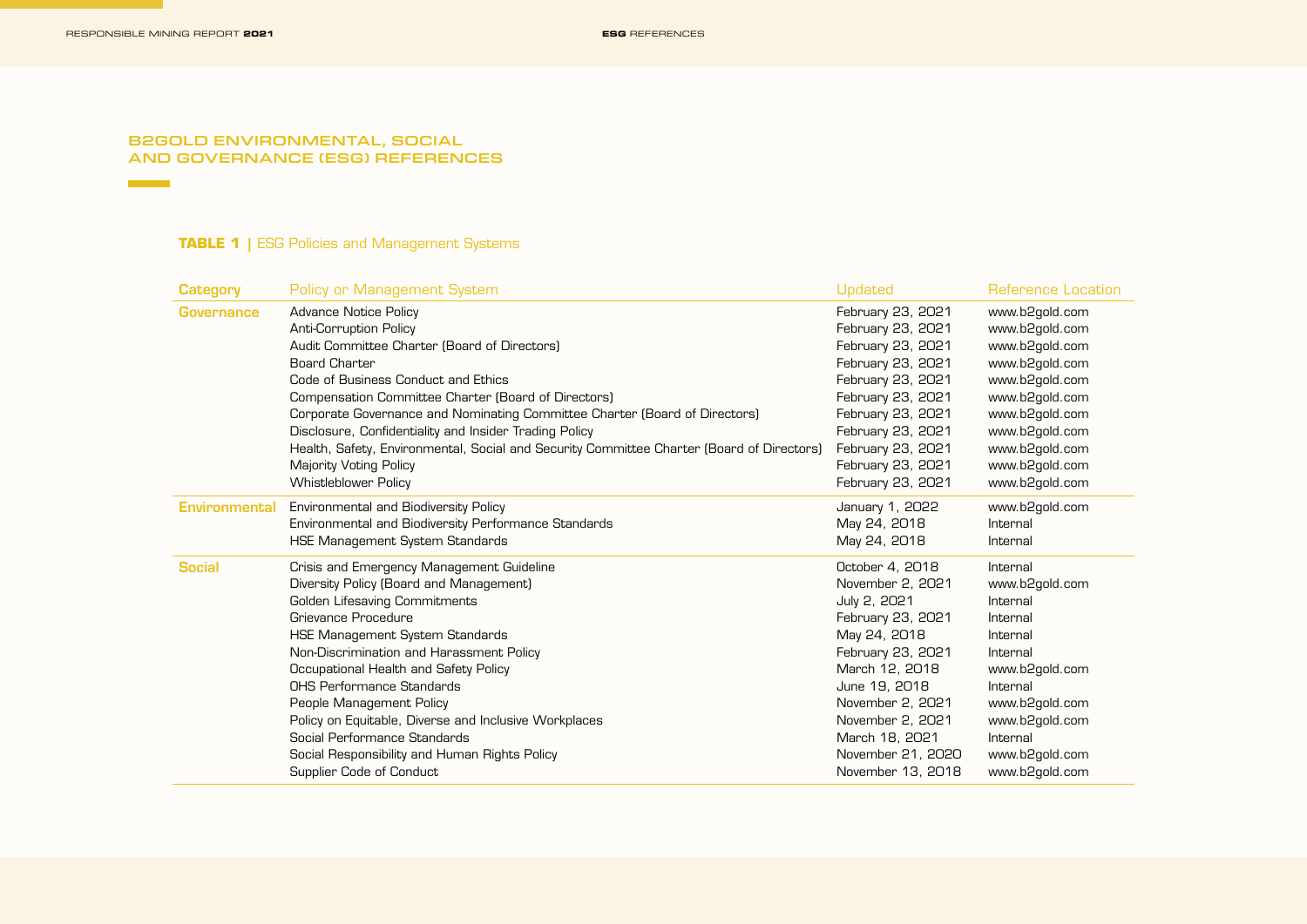# B2GOLD ENVIRONMENTAL, SOCIAL AND GOVERNANCE (ESG) REFERENCES

**TABLE 1** | ESG Policies and Management Systems

| Category | Policy or Management System | Updated | Reference Location |
|---|---|---|---|
| **Governance** | Advance Notice Policy | February 23, 2021 | www.b2gold.com |
| | Anti-Corruption Policy | February 23, 2021 | www.b2gold.com |
| | Audit Committee Charter (Board of Directors) | February 23, 2021 | www.b2gold.com |
| | Board Charter | February 23, 2021 | www.b2gold.com |
| | Code of Business Conduct and Ethics | February 23, 2021 | www.b2gold.com |
| | Compensation Committee Charter (Board of Directors) | February 23, 2021 | www.b2gold.com |
| | Corporate Governance and Nominating Committee Charter (Board of Directors) | February 23, 2021 | www.b2gold.com |
| | Disclosure, Confidentiality and Insider Trading Policy | February 23, 2021 | www.b2gold.com |
| | Health, Safety, Environmental, Social and Security Committee Charter (Board of Directors) | February 23, 2021 | www.b2gold.com |
| | Majority Voting Policy | February 23, 2021 | www.b2gold.com |
| | Whistleblower Policy | February 23, 2021 | www.b2gold.com |
| **Environmental** | Environmental and Biodiversity Policy | January 1, 2022 | www.b2gold.com |
| | Environmental and Biodiversity Performance Standards | May 24, 2018 | Internal |
| | HSE Management System Standards | May 24, 2018 | Internal |
| **Social** | Crisis and Emergency Management Guideline | October 4, 2018 | Internal |
| | Diversity Policy (Board and Management) | November 2, 2021 | www.b2gold.com |
| | Golden Lifesaving Commitments | July 2, 2021 | Internal |
| | Grievance Procedure | February 23, 2021 | Internal |
| | HSE Management System Standards | May 24, 2018 | Internal |
| | Non-Discrimination and Harassment Policy | February 23, 2021 | Internal |
| | Occupational Health and Safety Policy | March 12, 2018 | www.b2gold.com |
| | OHS Performance Standards | June 19, 2018 | Internal |
| | People Management Policy | November 2, 2021 | www.b2gold.com |
| | Policy on Equitable, Diverse and Inclusive Workplaces | November 2, 2021 | www.b2gold.com |
| | Social Performance Standards | March 18, 2021 | Internal |
| | Social Responsibility and Human Rights Policy | November 21, 2020 | www.b2gold.com |
| | Supplier Code of Conduct | November 13, 2018 | www.b2gold.com |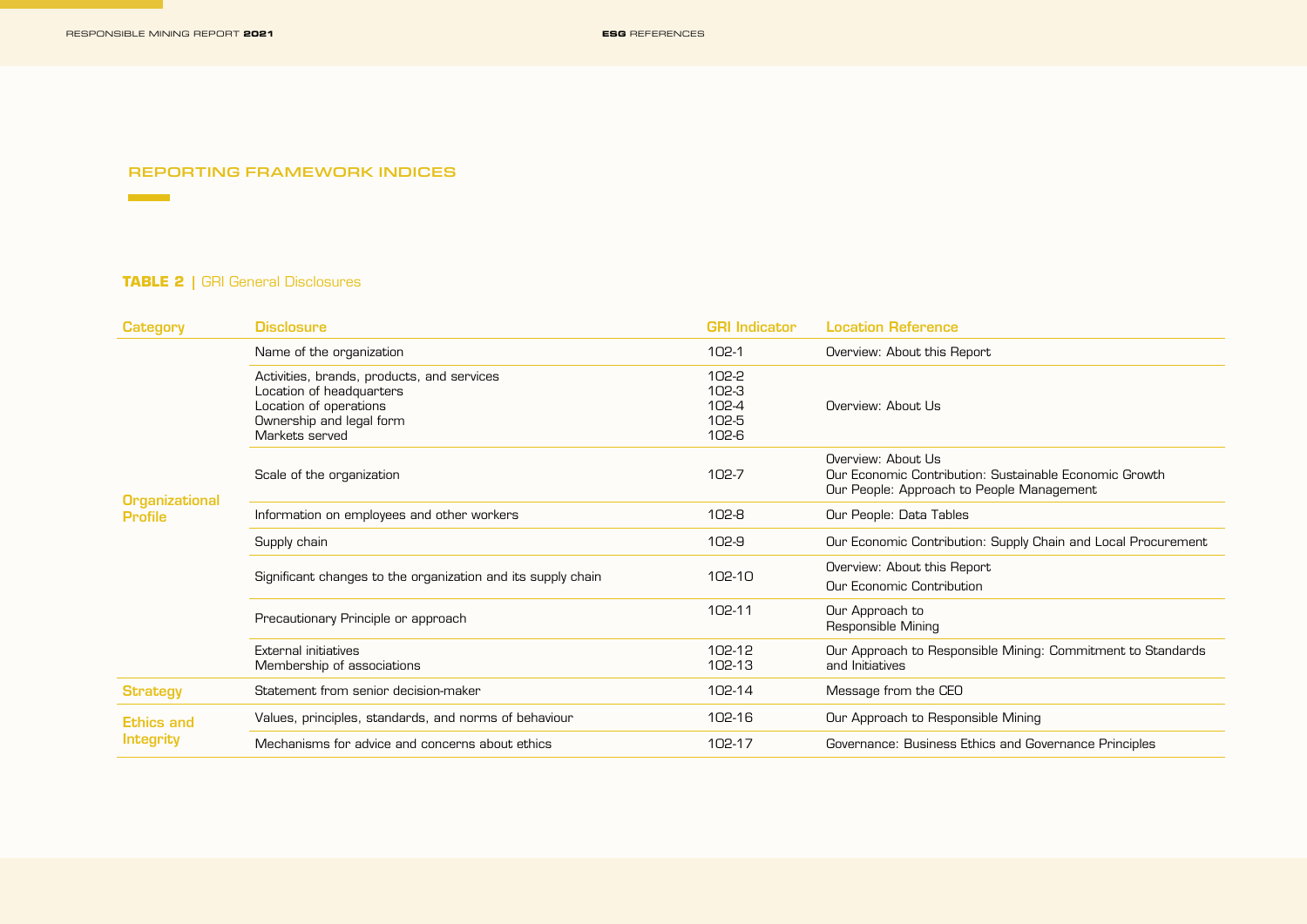## REPORTING FRAMEWORK INDICES

**TABLE 2** | GRI General Disclosures

| Category | Disclosure | GRI Indicator | Location Reference |
|---|---|---|---|
| Organizational Profile | Name of the organization | 102-1 | Overview: About this Report |
| | Activities, brands, products, and services<br>Location of headquarters<br>Location of operations<br>Ownership and legal form<br>Markets served | 102-2<br>102-3<br>102-4<br>102-5<br>102-6 | Overview: About Us |
| | Scale of the organization | 102-7 | Overview: About Us<br>Our Economic Contribution: Sustainable Economic Growth<br>Our People: Approach to People Management |
| | Information on employees and other workers | 102-8 | Our People: Data Tables |
| | Supply chain | 102-9 | Our Economic Contribution: Supply Chain and Local Procurement |
| | Significant changes to the organization and its supply chain | 102-10 | Overview: About this Report<br>Our Economic Contribution |
| | Precautionary Principle or approach | 102-11 | Our Approach to Responsible Mining |
| | External initiatives<br>Membership of associations | 102-12<br>102-13 | Our Approach to Responsible Mining: Commitment to Standards and Initiatives |
| Strategy | Statement from senior decision-maker | 102-14 | Message from the CEO |
| Ethics and Integrity | Values, principles, standards, and norms of behaviour | 102-16 | Our Approach to Responsible Mining |
| | Mechanisms for advice and concerns about ethics | 102-17 | Governance: Business Ethics and Governance Principles |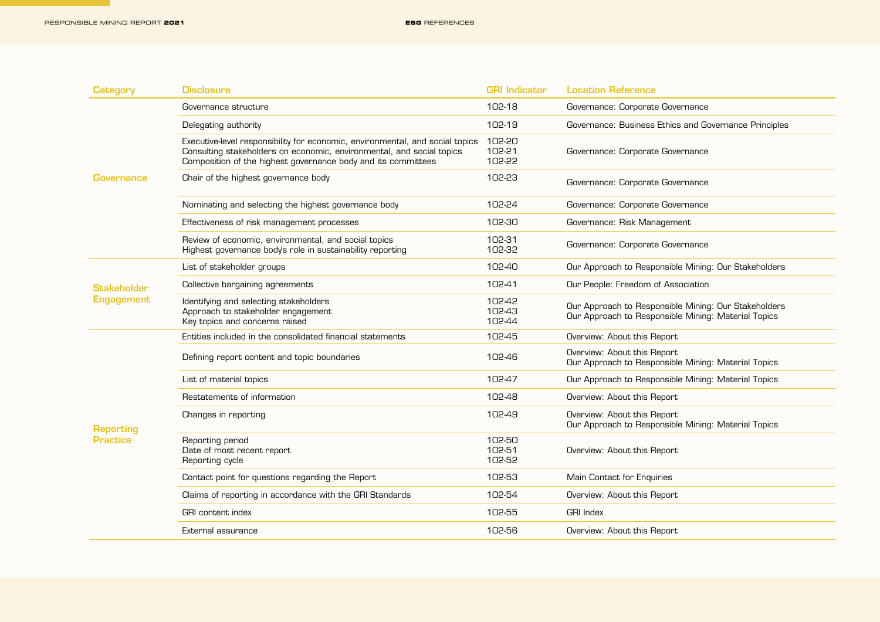| Category | Disclosure | GRI Indicator | Location Reference |
| --- | --- | --- | --- |
| Governance | Governance structure | 102-18 | Governance: Corporate Governance |
| | Delegating authority | 102-19 | Governance: Business Ethics and Governance Principles |
| | Executive-level responsibility for economic, environmental, and social topics<br>Consulting stakeholders on economic, environmental, and social topics<br>Composition of the highest governance body and its committees | 102-20<br>102-21<br>102-22 | Governance: Corporate Governance |
| | Chair of the highest governance body | 102-23 | Governance: Corporate Governance |
| | Nominating and selecting the highest governance body | 102-24 | Governance: Corporate Governance |
| | Effectiveness of risk management processes | 102-30 | Governance: Risk Management |
| | Review of economic, environmental, and social topics<br>Highest governance body's role in sustainability reporting | 102-31<br>102-32 | Governance: Corporate Governance |
| Stakeholder Engagement | List of stakeholder groups | 102-40 | Our Approach to Responsible Mining: Our Stakeholders |
| | Collective bargaining agreements | 102-41 | Our People: Freedom of Association |
| | Identifying and selecting stakeholders<br>Approach to stakeholder engagement<br>Key topics and concerns raised | 102-42<br>102-43<br>102-44 | Our Approach to Responsible Mining: Our Stakeholders<br>Our Approach to Responsible Mining: Material Topics |
| Reporting Practice | Entities included in the consolidated financial statements | 102-45 | Overview: About this Report |
| | Defining report content and topic boundaries | 102-46 | Overview: About this Report<br>Our Approach to Responsible Mining: Material Topics |
| | List of material topics | 102-47 | Our Approach to Responsible Mining: Material Topics |
| | Restatements of information | 102-48 | Overview: About this Report |
| | Changes in reporting | 102-49 | Overview: About this Report<br>Our Approach to Responsible Mining: Material Topics |
| | Reporting period<br>Date of most recent report<br>Reporting cycle | 102-50<br>102-51<br>102-52 | Overview: About this Report |
| | Contact point for questions regarding the Report | 102-53 | Main Contact for Enquiries |
| | Claims of reporting in accordance with the GRI Standards | 102-54 | Overview: About this Report |
| | GRI content index | 102-55 | GRI Index |
| | External assurance | 102-56 | Overview: About this Report |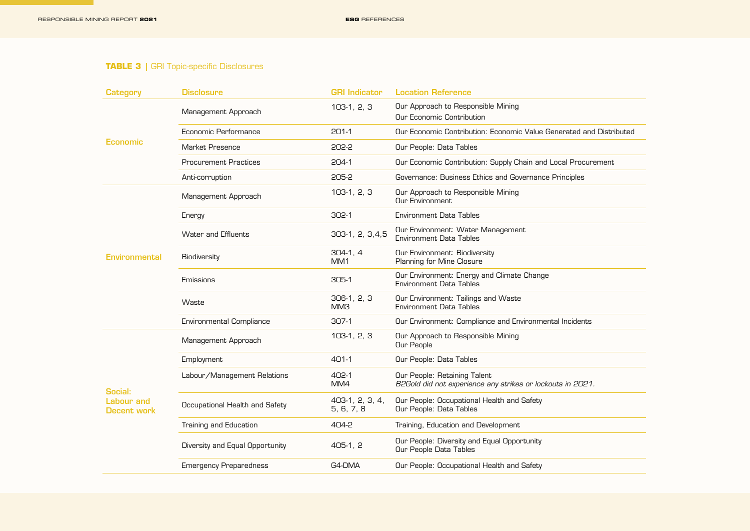**TABLE 3** | GRI Topic-specific Disclosures

| Category | Disclosure | GRI Indicator | Location Reference |
| --- | --- | --- | --- |
| Economic | Management Approach | 103-1, 2, 3 | Our Approach to Responsible Mining<br>Our Economic Contribution |
| | Economic Performance | 201-1 | Our Economic Contribution: Economic Value Generated and Distributed |
| | Market Presence | 202-2 | Our People: Data Tables |
| | Procurement Practices | 204-1 | Our Economic Contribution: Supply Chain and Local Procurement |
| | Anti-corruption | 205-2 | Governance: Business Ethics and Governance Principles |
| Environmental | Management Approach | 103-1, 2, 3 | Our Approach to Responsible Mining<br>Our Environment |
| | Energy | 302-1 | Environment Data Tables |
| | Water and Effluents | 303-1, 2, 3,4,5 | Our Environment: Water Management<br>Environment Data Tables |
| | Biodiversity | 304-1, 4<br>MM1 | Our Environment: Biodiversity<br>Planning for Mine Closure |
| | Emissions | 305-1 | Our Environment: Energy and Climate Change<br>Environment Data Tables |
| | Waste | 306-1, 2, 3<br>MM3 | Our Environment: Tailings and Waste<br>Environment Data Tables |
| | Environmental Compliance | 307-1 | Our Environment: Compliance and Environmental Incidents |
| Social: Labour and Decent work | Management Approach | 103-1, 2, 3 | Our Approach to Responsible Mining<br>Our People |
| | Employment | 401-1 | Our People: Data Tables |
| | Labour/Management Relations | 402-1<br>MM4 | Our People: Retaining Talent<br>*B2Gold did not experience any strikes or lockouts in 2021.* |
| | Occupational Health and Safety | 403-1, 2, 3, 4, 5, 6, 7, 8 | Our People: Occupational Health and Safety<br>Our People: Data Tables |
| | Training and Education | 404-2 | Training, Education and Development |
| | Diversity and Equal Opportunity | 405-1, 2 | Our People: Diversity and Equal Opportunity<br>Our People Data Tables |
| | Emergency Preparedness | G4-DMA | Our People: Occupational Health and Safety |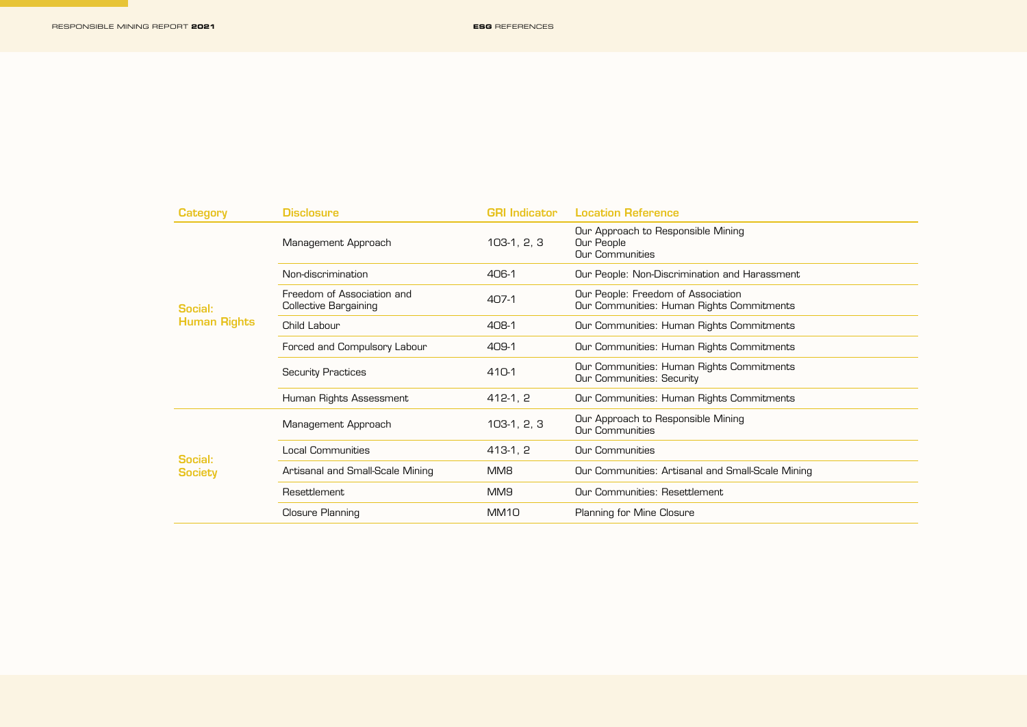| Category | Disclosure | GRI Indicator | Location Reference |
|---|---|---|---|
| Social: Human Rights | Management Approach | 103-1, 2, 3 | Our Approach to Responsible Mining<br>Our People<br>Our Communities |
| | Non-discrimination | 406-1 | Our People: Non-Discrimination and Harassment |
| | Freedom of Association and Collective Bargaining | 407-1 | Our People: Freedom of Association<br>Our Communities: Human Rights Commitments |
| | Child Labour | 408-1 | Our Communities: Human Rights Commitments |
| | Forced and Compulsory Labour | 409-1 | Our Communities: Human Rights Commitments |
| | Security Practices | 410-1 | Our Communities: Human Rights Commitments<br>Our Communities: Security |
| | Human Rights Assessment | 412-1, 2 | Our Communities: Human Rights Commitments |
| Social: Society | Management Approach | 103-1, 2, 3 | Our Approach to Responsible Mining<br>Our Communities |
| | Local Communities | 413-1, 2 | Our Communities |
| | Artisanal and Small-Scale Mining | MM8 | Our Communities: Artisanal and Small-Scale Mining |
| | Resettlement | MM9 | Our Communities: Resettlement |
| | Closure Planning | MM10 | Planning for Mine Closure |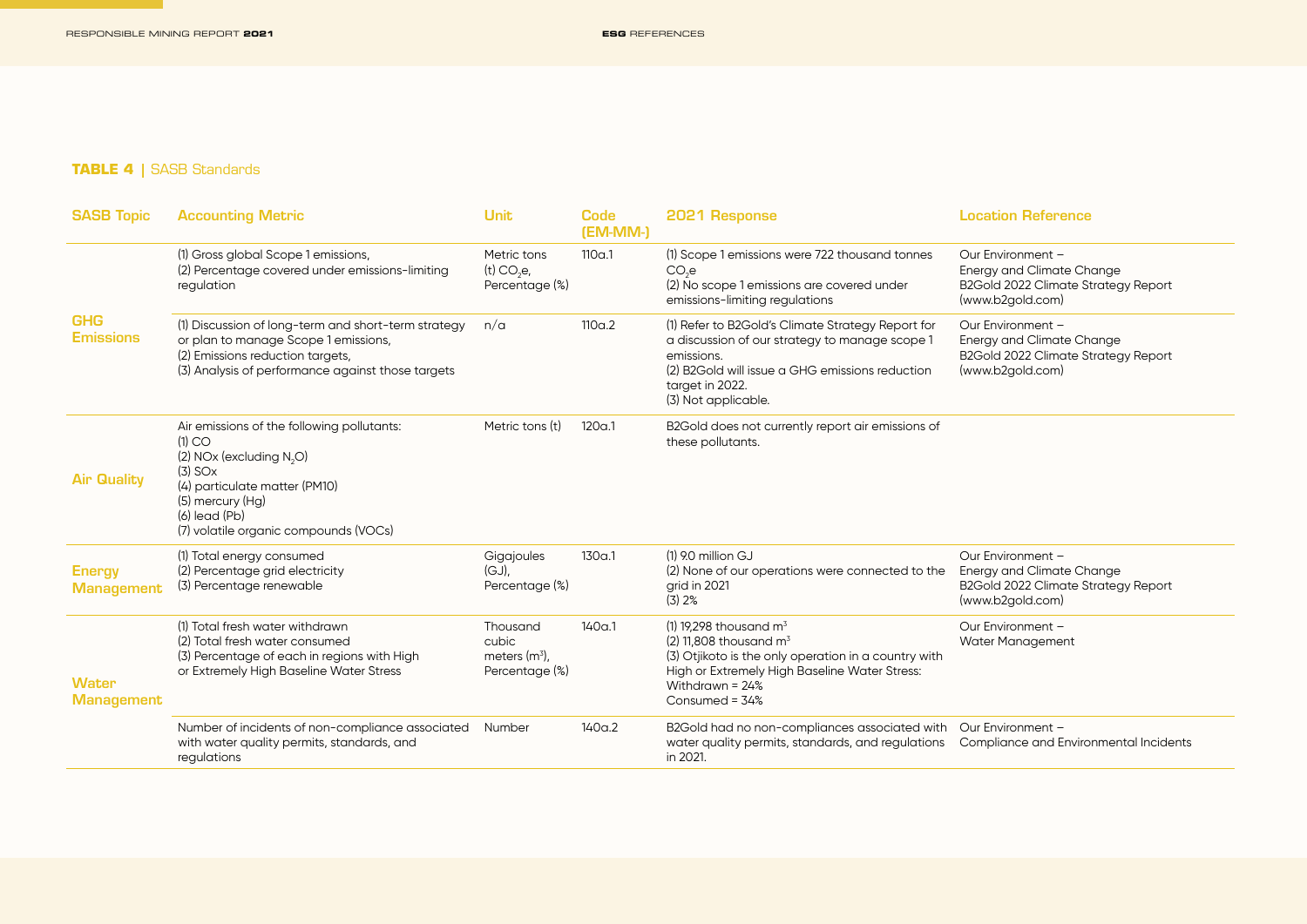**TABLE 4 |** SASB Standards

| SASB Topic | Accounting Metric | Unit | Code (EM-MM-) | 2021 Response | Location Reference |
|---|---|---|---|---|---|
| GHG Emissions | (1) Gross global Scope 1 emissions,<br>(2) Percentage covered under emissions-limiting regulation | Metric tons (t) $CO_2e$, Percentage (%) | 110a.1 | (1) Scope 1 emissions were 722 thousand tonnes $CO_2e$<br>(2) No scope 1 emissions are covered under emissions-limiting regulations | Our Environment – Energy and Climate Change<br>B2Gold 2022 Climate Strategy Report (www.b2gold.com) |
| | (1) Discussion of long-term and short-term strategy or plan to manage Scope 1 emissions,<br>(2) Emissions reduction targets,<br>(3) Analysis of performance against those targets | n/a | 110a.2 | (1) Refer to B2Gold's Climate Strategy Report for a discussion of our strategy to manage scope 1 emissions.<br>(2) B2Gold will issue a GHG emissions reduction target in 2022.<br>(3) Not applicable. | Our Environment – Energy and Climate Change<br>B2Gold 2022 Climate Strategy Report (www.b2gold.com) |
| Air Quality | Air emissions of the following pollutants:<br>(1) CO<br>(2) NOx (excluding $N_2O$)<br>(3) SOx<br>(4) particulate matter (PM10)<br>(5) mercury (Hg)<br>(6) lead (Pb)<br>(7) volatile organic compounds (VOCs) | Metric tons (t) | 120a.1 | B2Gold does not currently report air emissions of these pollutants. | |
| Energy Management | (1) Total energy consumed<br>(2) Percentage grid electricity<br>(3) Percentage renewable | Gigajoules (GJ), Percentage (%) | 130a.1 | (1) 9.0 million GJ<br>(2) None of our operations were connected to the grid in 2021<br>(3) 2% | Our Environment – Energy and Climate Change<br>B2Gold 2022 Climate Strategy Report (www.b2gold.com) |
| Water Management | (1) Total fresh water withdrawn<br>(2) Total fresh water consumed<br>(3) Percentage of each in regions with High or Extremely High Baseline Water Stress | Thousand cubic meters ($m^3$), Percentage (%) | 140a.1 | (1) 19,298 thousand $m^3$<br>(2) 11,808 thousand $m^3$<br>(3) Otjikoto is the only operation in a country with High or Extremely High Baseline Water Stress:<br>Withdrawn = 24%<br>Consumed = 34% | Our Environment – Water Management |
| | Number of incidents of non-compliance associated with water quality permits, standards, and regulations | Number | 140a.2 | B2Gold had no non-compliances associated with water quality permits, standards, and regulations in 2021. | Our Environment – Compliance and Environmental Incidents |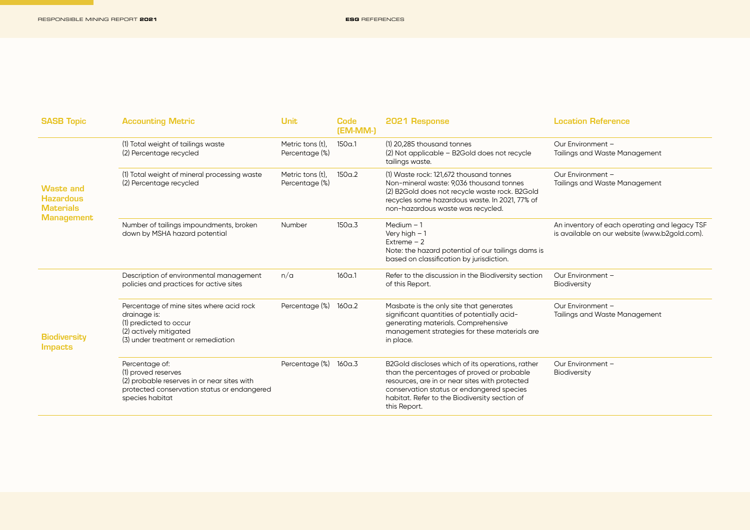| SASB Topic | Accounting Metric | Unit | Code (EM-MM-) | 2021 Response | Location Reference |
|---|---|---|---|---|---|
| Waste and Hazardous Materials Management | (1) Total weight of tailings waste<br>(2) Percentage recycled | Metric tons (t), Percentage (%) | 150a.1 | (1) 20,285 thousand tonnes<br>(2) Not applicable – B2Gold does not recycle tailings waste. | Our Environment – Tailings and Waste Management |
| | (1) Total weight of mineral processing waste<br>(2) Percentage recycled | Metric tons (t), Percentage (%) | 150a.2 | (1) Waste rock: 121,672 thousand tonnes<br>Non-mineral waste: 9,036 thousand tonnes<br>(2) B2Gold does not recycle waste rock. B2Gold recycles some hazardous waste. In 2021, 77% of non-hazardous waste was recycled. | Our Environment – Tailings and Waste Management |
| | Number of tailings impoundments, broken down by MSHA hazard potential | Number | 150a.3 | Medium – 1<br>Very high – 1<br>Extreme – 2<br>Note: the hazard potential of our tailings dams is based on classification by jurisdiction. | An inventory of each operating and legacy TSF is available on our website (www.b2gold.com). |
| Biodiversity Impacts | Description of environmental management policies and practices for active sites | n/a | 160a.1 | Refer to the discussion in the Biodiversity section of this Report. | Our Environment – Biodiversity |
| | Percentage of mine sites where acid rock drainage is:<br>(1) predicted to occur<br>(2) actively mitigated<br>(3) under treatment or remediation | Percentage (%) | 160a.2 | Masbate is the only site that generates significant quantities of potentially acid-generating materials. Comprehensive management strategies for these materials are in place. | Our Environment – Tailings and Waste Management |
| | Percentage of:<br>(1) proved reserves<br>(2) probable reserves in or near sites with protected conservation status or endangered species habitat | Percentage (%) | 160a.3 | B2Gold discloses which of its operations, rather than the percentages of proved or probable resources, are in or near sites with protected conservation status or endangered species habitat. Refer to the Biodiversity section of this Report. | Our Environment – Biodiversity |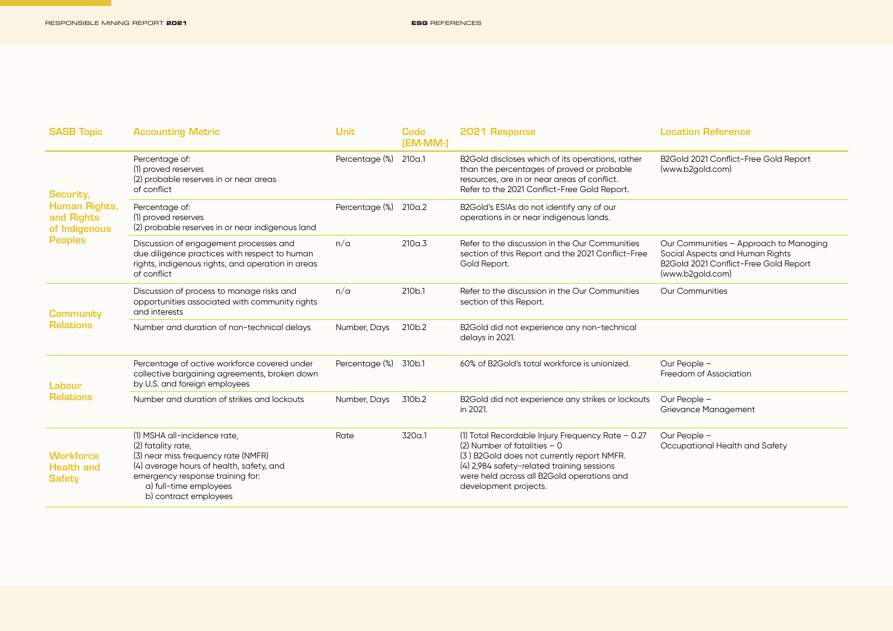| SASB Topic | Accounting Metric | Unit | Code (EM-MM-) | 2021 Response | Location Reference |
|---|---|---|---|---|---|
| Security, Human Rights, and Rights of Indigenous Peoples | Percentage of: (1) proved reserves (2) probable reserves in or near areas of conflict | Percentage (%) | 210a.1 | B2Gold discloses which of its operations, rather than the percentages of proved or probable resources, are in or near areas of conflict. Refer to the 2021 Conflict-Free Gold Report. | B2Gold 2021 Conflict-Free Gold Report (www.b2gold.com) |
| | Percentage of: (1) proved reserves (2) probable reserves in or near indigenous land | Percentage (%) | 210a.2 | B2Gold's ESIAs do not identify any of our operations in or near indigenous lands. | |
| | Discussion of engagement processes and due diligence practices with respect to human rights, indigenous rights, and operation in areas of conflict | n/a | 210a.3 | Refer to the discussion in the Our Communities section of this Report and the 2021 Conflict-Free Gold Report. | Our Communities – Approach to Managing Social Aspects and Human Rights B2Gold 2021 Conflict-Free Gold Report (www.b2gold.com) |
| Community Relations | Discussion of process to manage risks and opportunities associated with community rights and interests | n/a | 210b.1 | Refer to the discussion in the Our Communities section of this Report. | Our Communities |
| | Number and duration of non-technical delays | Number, Days | 210b.2 | B2Gold did not experience any non-technical delays in 2021. | |
| Labour Relations | Percentage of active workforce covered under collective bargaining agreements, broken down by U.S. and foreign employees | Percentage (%) | 310b.1 | 60% of B2Gold's total workforce is unionized. | Our People – Freedom of Association |
| | Number and duration of strikes and lockouts | Number, Days | 310b.2 | B2Gold did not experience any strikes or lockouts in 2021. | Our People – Grievance Management |
| Workforce Health and Safety | (1) MSHA all-incidence rate, (2) fatality rate, (3) near miss frequency rate (NMFR) (4) average hours of health, safety, and emergency response training for: a) full-time employees b) contract employees | Rate | 320a.1 | (1) Total Recordable Injury Frequency Rate – 0.27 (2) Number of fatalities – 0 (3) B2Gold does not currently report NMFR. (4) 2,984 safety-related training sessions were held across all B2Gold operations and development projects. | Our People – Occupational Health and Safety |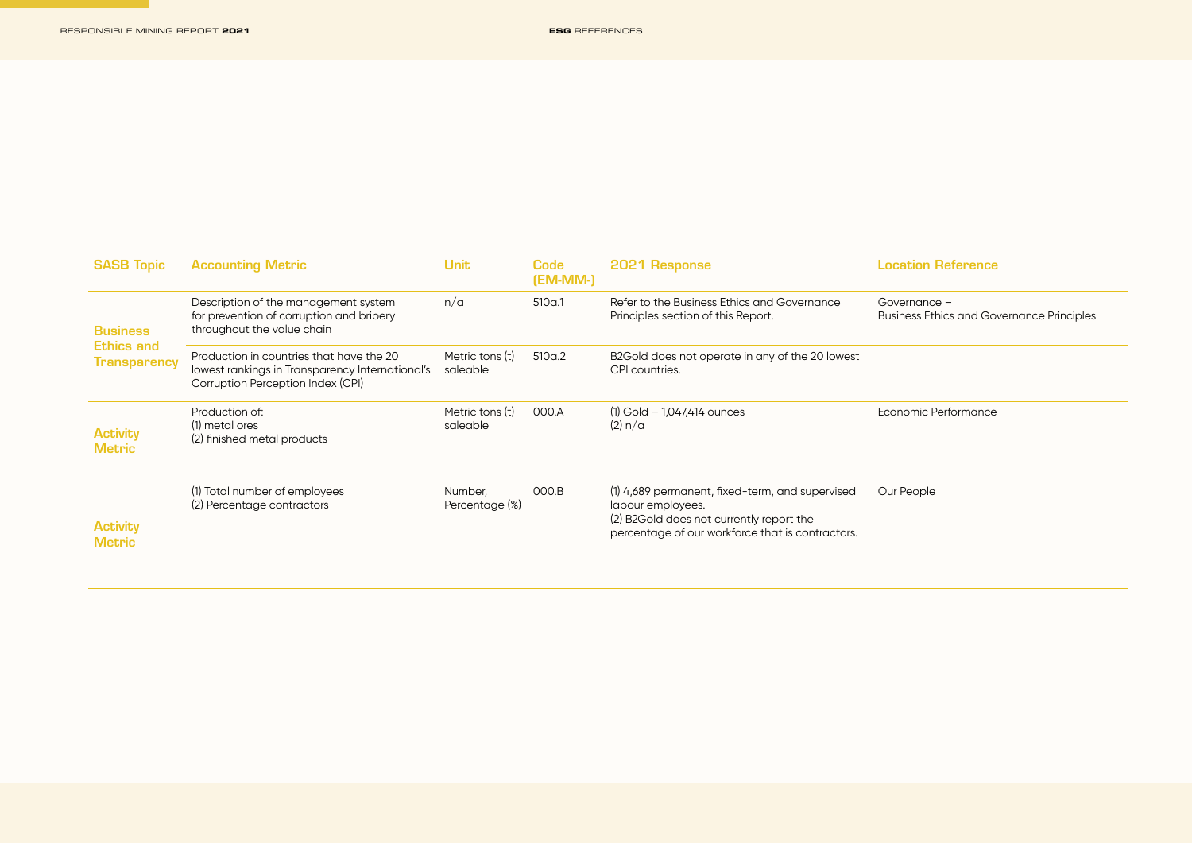| SASB Topic | Accounting Metric | Unit | Code (EM-MM-) | 2021 Response | Location Reference |
|---|---|---|---|---|---|
| Business Ethics and Transparency | Description of the management system for prevention of corruption and bribery throughout the value chain | n/a | 510a.1 | Refer to the Business Ethics and Governance Principles section of this Report. | Governance – Business Ethics and Governance Principles |
| | Production in countries that have the 20 lowest rankings in Transparency International's Corruption Perception Index (CPI) | Metric tons (t) saleable | 510a.2 | B2Gold does not operate in any of the 20 lowest CPI countries. | |
| Activity Metric | Production of:<br>(1) metal ores<br>(2) finished metal products | Metric tons (t) saleable | 000.A | (1) Gold – 1,047,414 ounces<br>(2) n/a | Economic Performance |
| Activity Metric | (1) Total number of employees<br>(2) Percentage contractors | Number, Percentage (%) | 000.B | (1) 4,689 permanent, fixed-term, and supervised labour employees.<br>(2) B2Gold does not currently report the percentage of our workforce that is contractors. | Our People |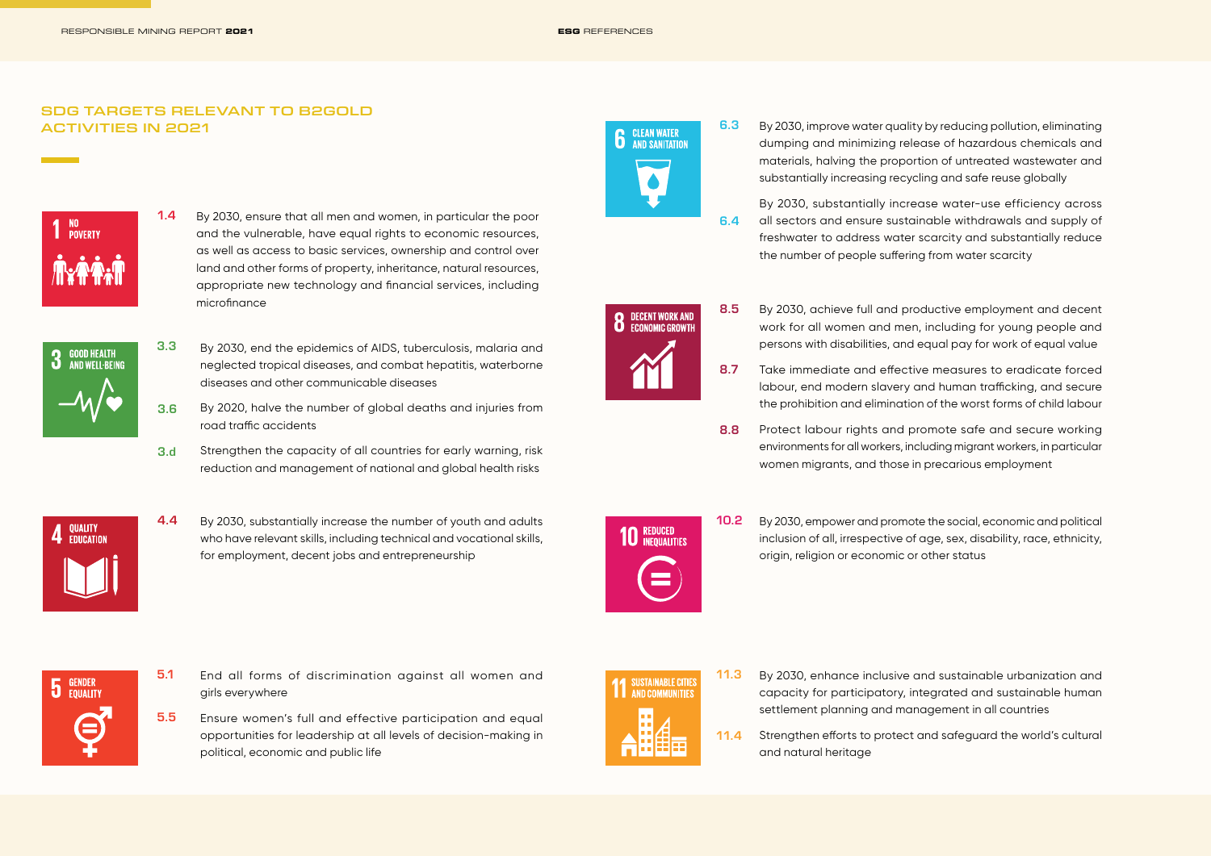## SDG TARGETS RELEVANT TO B2GOLD ACTIVITIES IN 2021

**1 NO POVERTY**

**1.4** By 2030, ensure that all men and women, in particular the poor and the vulnerable, have equal rights to economic resources, as well as access to basic services, ownership and control over land and other forms of property, inheritance, natural resources, appropriate new technology and financial services, including microfinance

**3 GOOD HEALTH AND WELL-BEING**

**3.3** By 2030, end the epidemics of AIDS, tuberculosis, malaria and neglected tropical diseases, and combat hepatitis, waterborne diseases and other communicable diseases

**3.6** By 2020, halve the number of global deaths and injuries from road traffic accidents

**3.d** Strengthen the capacity of all countries for early warning, risk reduction and management of national and global health risks

**4 QUALITY EDUCATION**

**4.4** By 2030, substantially increase the number of youth and adults who have relevant skills, including technical and vocational skills, for employment, decent jobs and entrepreneurship

**5 GENDER EQUALITY**

**5.1** End all forms of discrimination against all women and girls everywhere

**5.5** Ensure women's full and effective participation and equal opportunities for leadership at all levels of decision-making in political, economic and public life

**6 CLEAN WATER AND SANITATION**

**6.3** By 2030, improve water quality by reducing pollution, eliminating dumping and minimizing release of hazardous chemicals and materials, halving the proportion of untreated wastewater and substantially increasing recycling and safe reuse globally

**6.4** By 2030, substantially increase water-use efficiency across all sectors and ensure sustainable withdrawals and supply of freshwater to address water scarcity and substantially reduce the number of people suffering from water scarcity

**8 DECENT WORK AND ECONOMIC GROWTH**

**8.5** By 2030, achieve full and productive employment and decent work for all women and men, including for young people and persons with disabilities, and equal pay for work of equal value

**8.7** Take immediate and effective measures to eradicate forced labour, end modern slavery and human trafficking, and secure the prohibition and elimination of the worst forms of child labour

**8.8** Protect labour rights and promote safe and secure working environments for all workers, including migrant workers, in particular women migrants, and those in precarious employment

**10 REDUCED INEQUALITIES**

**10.2** By 2030, empower and promote the social, economic and political inclusion of all, irrespective of age, sex, disability, race, ethnicity, origin, religion or economic or other status

**11 SUSTAINABLE CITIES AND COMMUNITIES**

**11.3** By 2030, enhance inclusive and sustainable urbanization and capacity for participatory, integrated and sustainable human settlement planning and management in all countries

**11.4** Strengthen efforts to protect and safeguard the world's cultural and natural heritage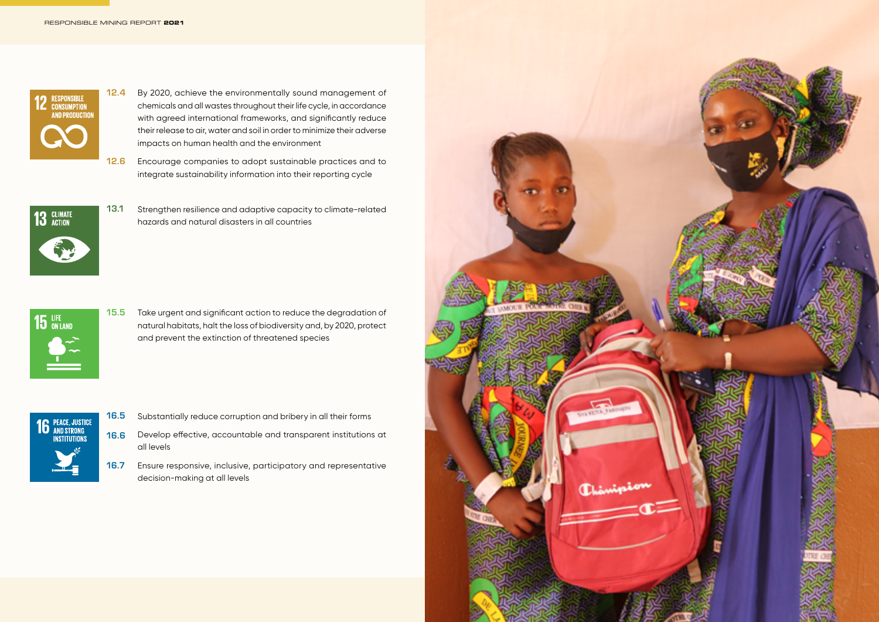**12 RESPONSIBLE CONSUMPTION AND PRODUCTION**

**12.4** By 2020, achieve the environmentally sound management of chemicals and all wastes throughout their life cycle, in accordance with agreed international frameworks, and significantly reduce their release to air, water and soil in order to minimize their adverse impacts on human health and the environment

**12.6** Encourage companies to adopt sustainable practices and to integrate sustainability information into their reporting cycle

**13 CLIMATE ACTION**

**13.1** Strengthen resilience and adaptive capacity to climate-related hazards and natural disasters in all countries

**15 LIFE ON LAND**

**15.5** Take urgent and significant action to reduce the degradation of natural habitats, halt the loss of biodiversity and, by 2020, protect and prevent the extinction of threatened species

**16 PEACE, JUSTICE AND STRONG INSTITUTIONS**

**16.5** Substantially reduce corruption and bribery in all their forms

**16.6** Develop effective, accountable and transparent institutions at all levels

**16.7** Ensure responsive, inclusive, participatory and representative decision-making at all levels